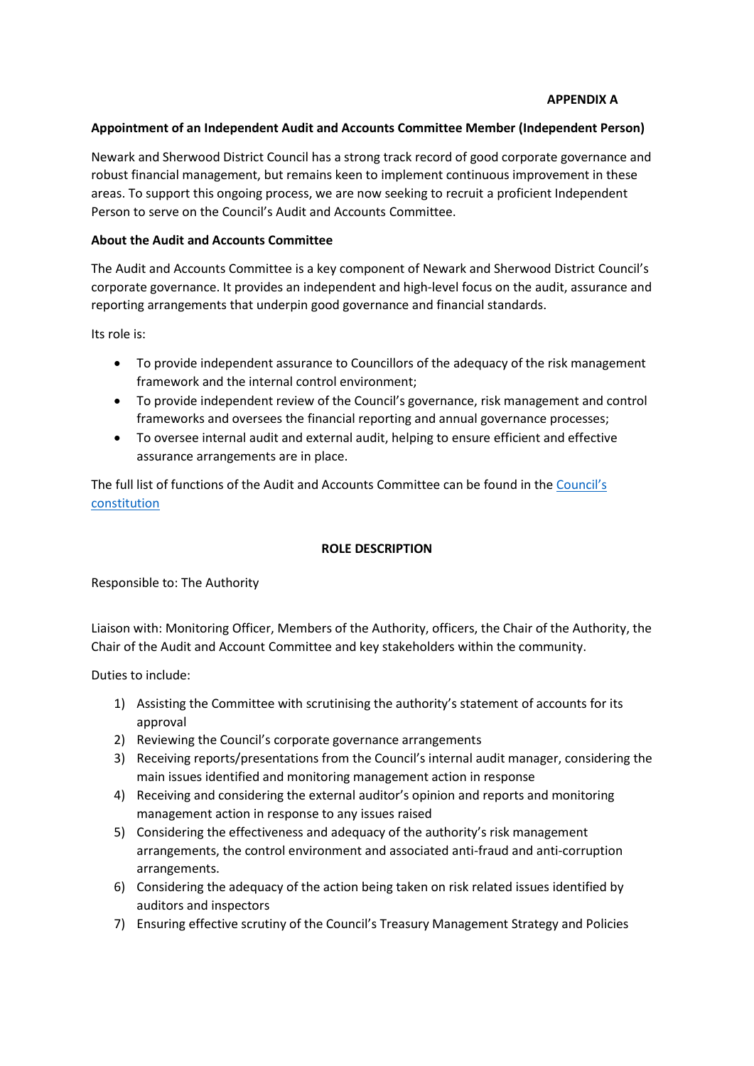**APPENDIX A**

**Appointment of an Independent Audit and Accounts Committee Member (Independent Person)**

Newark and Sherwood District Council has a strong track record of good corporate governance and robust financial management, but remains keen to implement continuous improvement in these areas. To support this ongoing process, we are now seeking to recruit a proficient Independent Person to serve on the Council's Audit and Accounts Committee.

**About the Audit and Accounts Committee**

The Audit and Accounts Committee is a key component of Newark and Sherwood District Council's corporate governance. It provides an independent and high-level focus on the audit, assurance and reporting arrangements that underpin good governance and financial standards.

Its role is:

- To provide independent assurance to Councillors of the adequacy of the risk management framework and the internal control environment;
- To provide independent review of the Council's governance, risk management and control frameworks and oversees the financial reporting and annual governance processes;
- To oversee internal audit and external audit, helping to ensure efficient and effective assurance arrangements are in place.

The full list of functions of the Audit and Accounts Committee can be found in the Council's constitution

**ROLE DESCRIPTION**

Responsible to: The Authority

Liaison with: Monitoring Officer, Members of the Authority, officers, the Chair of the Authority, the Chair of the Audit and Account Committee and key stakeholders within the community.

Duties to include:

1) Assisting the Committee with scrutinising the authority's statement of accounts for its approval
2) Reviewing the Council's corporate governance arrangements
3) Receiving reports/presentations from the Council's internal audit manager, considering the main issues identified and monitoring management action in response
4) Receiving and considering the external auditor's opinion and reports and monitoring management action in response to any issues raised
5) Considering the effectiveness and adequacy of the authority's risk management arrangements, the control environment and associated anti-fraud and anti-corruption arrangements.
6) Considering the adequacy of the action being taken on risk related issues identified by auditors and inspectors
7) Ensuring effective scrutiny of the Council's Treasury Management Strategy and Policies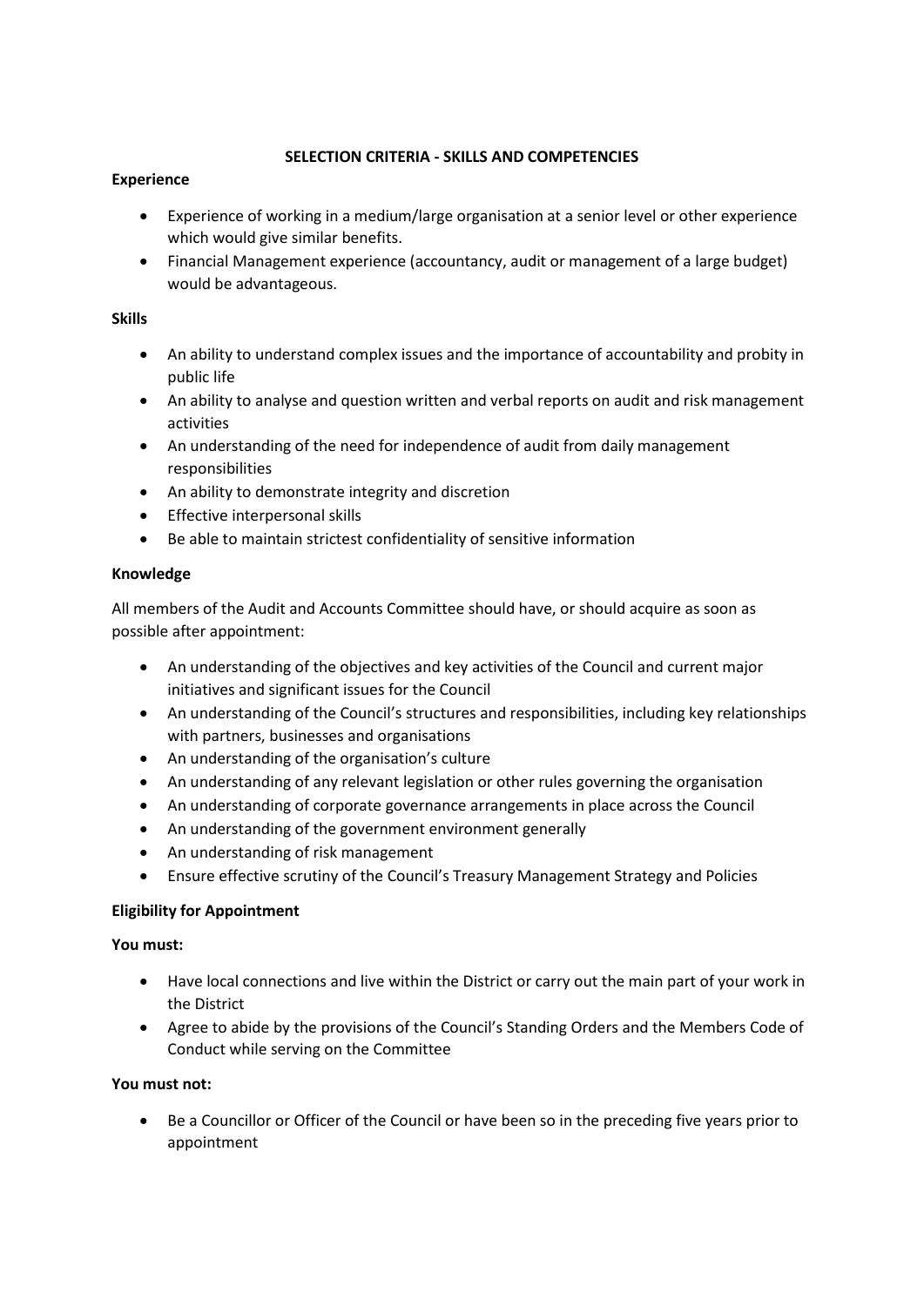## SELECTION CRITERIA - SKILLS AND COMPETENCIES

**Experience**

- Experience of working in a medium/large organisation at a senior level or other experience which would give similar benefits.
- Financial Management experience (accountancy, audit or management of a large budget) would be advantageous.

**Skills**

- An ability to understand complex issues and the importance of accountability and probity in public life
- An ability to analyse and question written and verbal reports on audit and risk management activities
- An understanding of the need for independence of audit from daily management responsibilities
- An ability to demonstrate integrity and discretion
- Effective interpersonal skills
- Be able to maintain strictest confidentiality of sensitive information

**Knowledge**

All members of the Audit and Accounts Committee should have, or should acquire as soon as possible after appointment:

- An understanding of the objectives and key activities of the Council and current major initiatives and significant issues for the Council
- An understanding of the Council's structures and responsibilities, including key relationships with partners, businesses and organisations
- An understanding of the organisation's culture
- An understanding of any relevant legislation or other rules governing the organisation
- An understanding of corporate governance arrangements in place across the Council
- An understanding of the government environment generally
- An understanding of risk management
- Ensure effective scrutiny of the Council's Treasury Management Strategy and Policies

**Eligibility for Appointment**

**You must:**

- Have local connections and live within the District or carry out the main part of your work in the District
- Agree to abide by the provisions of the Council's Standing Orders and the Members Code of Conduct while serving on the Committee

**You must not:**

- Be a Councillor or Officer of the Council or have been so in the preceding five years prior to appointment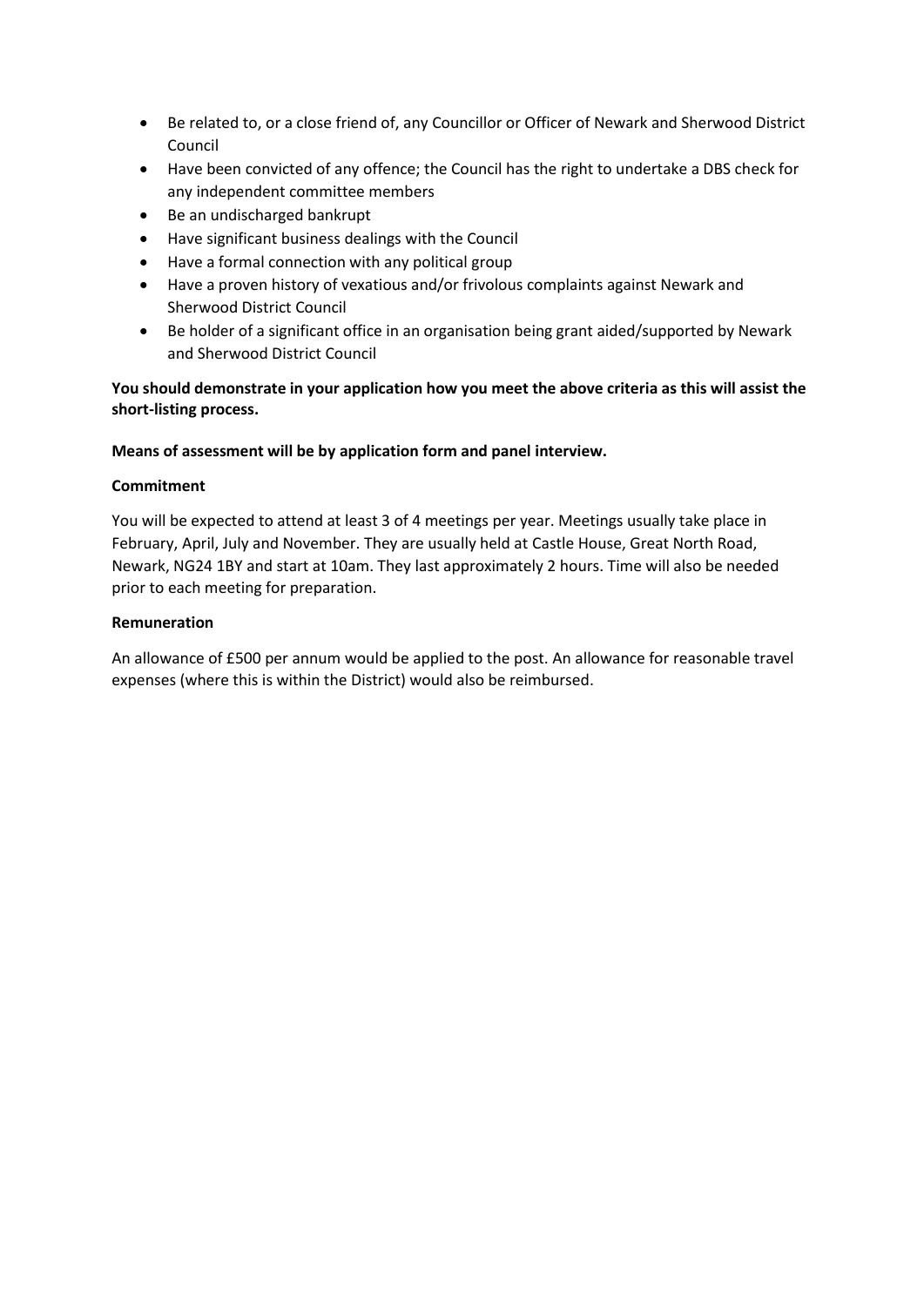- Be related to, or a close friend of, any Councillor or Officer of Newark and Sherwood District Council
- Have been convicted of any offence; the Council has the right to undertake a DBS check for any independent committee members
- Be an undischarged bankrupt
- Have significant business dealings with the Council
- Have a formal connection with any political group
- Have a proven history of vexatious and/or frivolous complaints against Newark and Sherwood District Council
- Be holder of a significant office in an organisation being grant aided/supported by Newark and Sherwood District Council

**You should demonstrate in your application how you meet the above criteria as this will assist the short-listing process.**

**Means of assessment will be by application form and panel interview.**

**Commitment**

You will be expected to attend at least 3 of 4 meetings per year. Meetings usually take place in February, April, July and November. They are usually held at Castle House, Great North Road, Newark, NG24 1BY and start at 10am. They last approximately 2 hours. Time will also be needed prior to each meeting for preparation.

**Remuneration**

An allowance of £500 per annum would be applied to the post. An allowance for reasonable travel expenses (where this is within the District) would also be reimbursed.